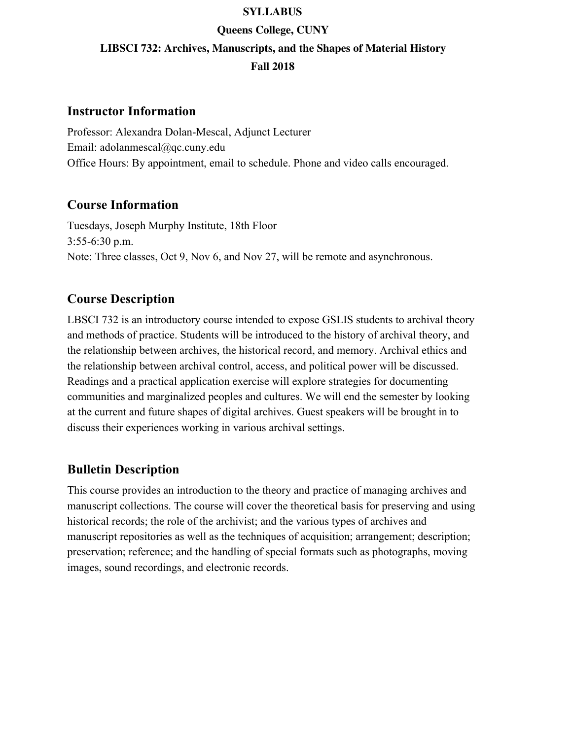**SYLLABUS**

**Queens College, CUNY**

**LIBSCI 732: Archives, Manuscripts, and the Shapes of Material History**

**Fall 2018**

## Instructor Information

Professor: Alexandra Dolan-Mescal, Adjunct Lecturer
Email: adolanmescal@qc.cuny.edu
Office Hours: By appointment, email to schedule. Phone and video calls encouraged.

## Course Information

Tuesdays, Joseph Murphy Institute, 18th Floor
3:55-6:30 p.m.
Note: Three classes, Oct 9, Nov 6, and Nov 27, will be remote and asynchronous.

## Course Description

LBSCI 732 is an introductory course intended to expose GSLIS students to archival theory and methods of practice. Students will be introduced to the history of archival theory, and the relationship between archives, the historical record, and memory. Archival ethics and the relationship between archival control, access, and political power will be discussed. Readings and a practical application exercise will explore strategies for documenting communities and marginalized peoples and cultures. We will end the semester by looking at the current and future shapes of digital archives. Guest speakers will be brought in to discuss their experiences working in various archival settings.

## Bulletin Description

This course provides an introduction to the theory and practice of managing archives and manuscript collections. The course will cover the theoretical basis for preserving and using historical records; the role of the archivist; and the various types of archives and manuscript repositories as well as the techniques of acquisition; arrangement; description; preservation; reference; and the handling of special formats such as photographs, moving images, sound recordings, and electronic records.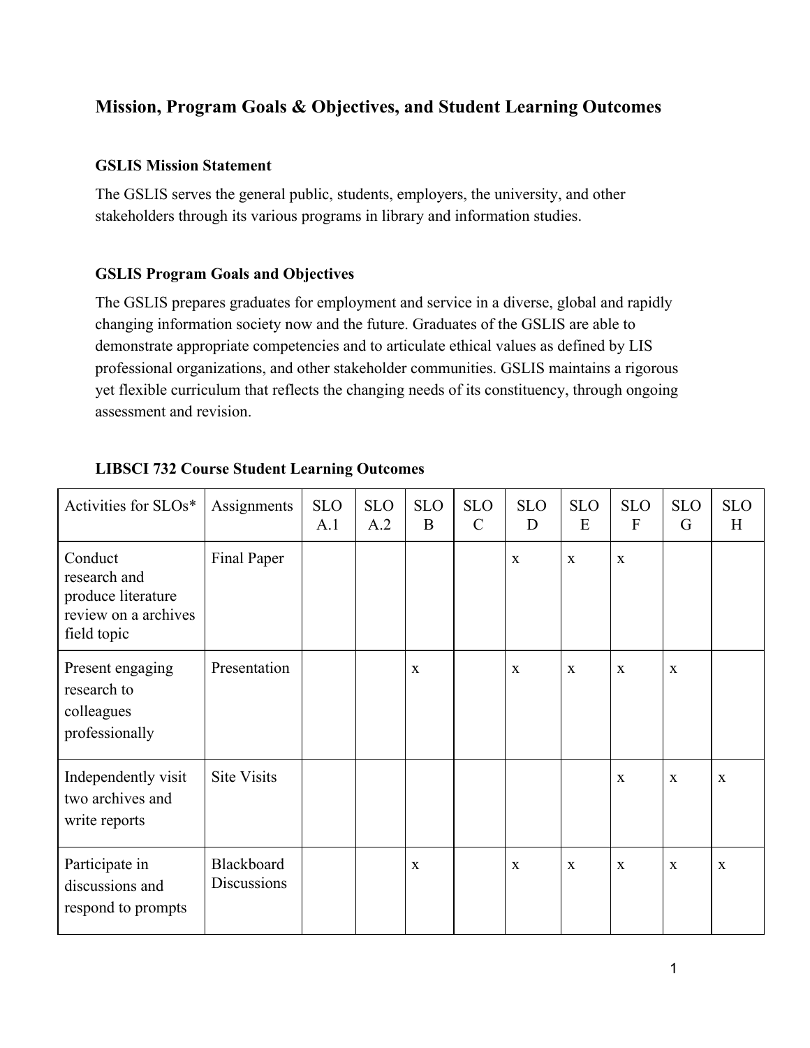## Mission, Program Goals & Objectives, and Student Learning Outcomes

### GSLIS Mission Statement

The GSLIS serves the general public, students, employers, the university, and other stakeholders through its various programs in library and information studies.

### GSLIS Program Goals and Objectives

The GSLIS prepares graduates for employment and service in a diverse, global and rapidly changing information society now and the future. Graduates of the GSLIS are able to demonstrate appropriate competencies and to articulate ethical values as defined by LIS professional organizations, and other stakeholder communities. GSLIS maintains a rigorous yet flexible curriculum that reflects the changing needs of its constituency, through ongoing assessment and revision.

### LIBSCI 732 Course Student Learning Outcomes

| Activities for SLOs* | Assignments | SLO A.1 | SLO A.2 | SLO B | SLO C | SLO D | SLO E | SLO F | SLO G | SLO H |
|---|---|---|---|---|---|---|---|---|---|---|
| Conduct research and produce literature review on a archives field topic | Final Paper | | | | | x | x | x | | |
| Present engaging research to colleagues professionally | Presentation | | | x | | x | x | x | x | |
| Independently visit two archives and write reports | Site Visits | | | | | | | x | x | x |
| Participate in discussions and respond to prompts | Blackboard Discussions | | | x | | x | x | x | x | x |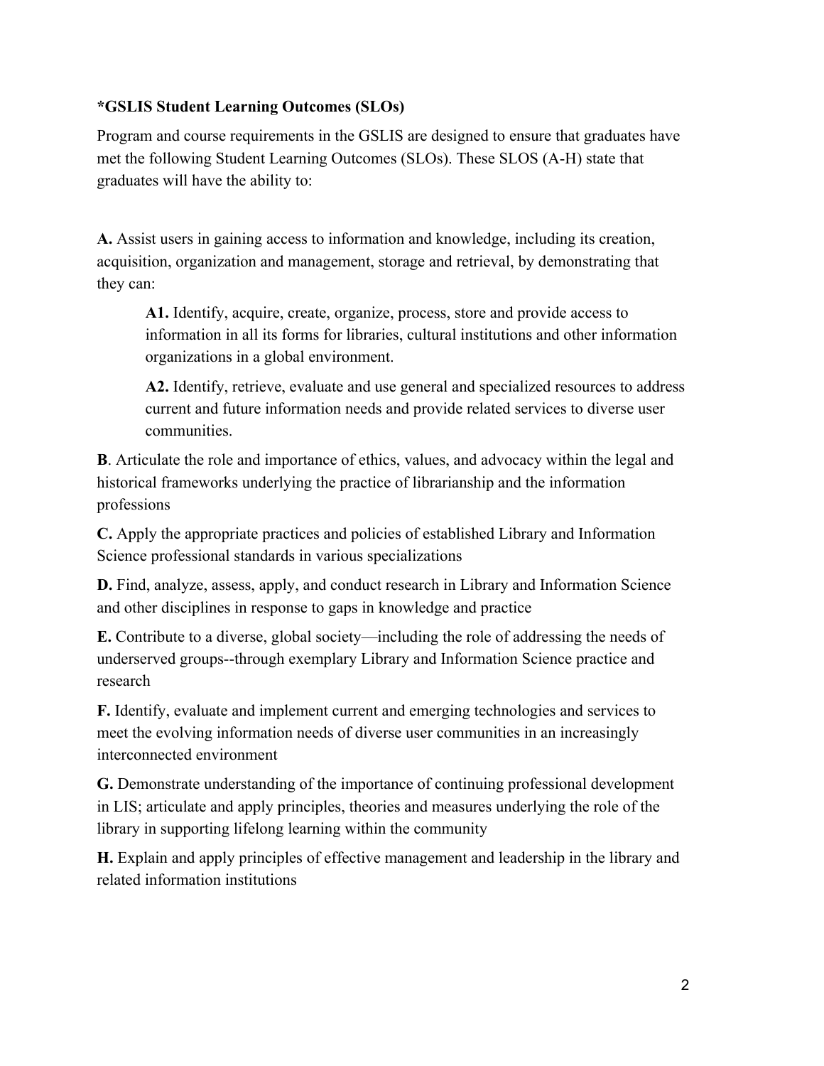**\*GSLIS Student Learning Outcomes (SLOs)**

Program and course requirements in the GSLIS are designed to ensure that graduates have met the following Student Learning Outcomes (SLOs). These SLOS (A-H) state that graduates will have the ability to:

**A.** Assist users in gaining access to information and knowledge, including its creation, acquisition, organization and management, storage and retrieval, by demonstrating that they can:

> **A1.** Identify, acquire, create, organize, process, store and provide access to information in all its forms for libraries, cultural institutions and other information organizations in a global environment.
>
> **A2.** Identify, retrieve, evaluate and use general and specialized resources to address current and future information needs and provide related services to diverse user communities.

**B**. Articulate the role and importance of ethics, values, and advocacy within the legal and historical frameworks underlying the practice of librarianship and the information professions

**C.** Apply the appropriate practices and policies of established Library and Information Science professional standards in various specializations

**D.** Find, analyze, assess, apply, and conduct research in Library and Information Science and other disciplines in response to gaps in knowledge and practice

**E.** Contribute to a diverse, global society—including the role of addressing the needs of underserved groups--through exemplary Library and Information Science practice and research

**F.** Identify, evaluate and implement current and emerging technologies and services to meet the evolving information needs of diverse user communities in an increasingly interconnected environment

**G.** Demonstrate understanding of the importance of continuing professional development in LIS; articulate and apply principles, theories and measures underlying the role of the library in supporting lifelong learning within the community

**H.** Explain and apply principles of effective management and leadership in the library and related information institutions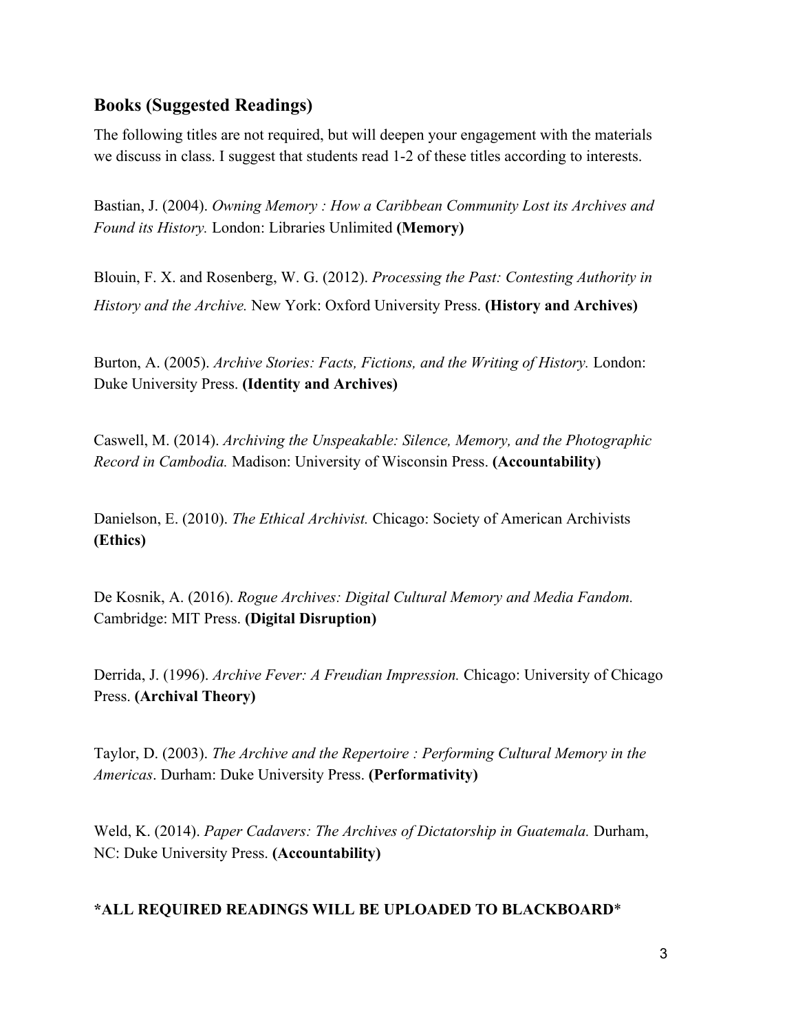## Books (Suggested Readings)

The following titles are not required, but will deepen your engagement with the materials we discuss in class. I suggest that students read 1-2 of these titles according to interests.

Bastian, J. (2004). *Owning Memory : How a Caribbean Community Lost its Archives and Found its History.* London: Libraries Unlimited **(Memory)**

Blouin, F. X. and Rosenberg, W. G. (2012). *Processing the Past: Contesting Authority in History and the Archive.* New York: Oxford University Press. **(History and Archives)**

Burton, A. (2005). *Archive Stories: Facts, Fictions, and the Writing of History.* London: Duke University Press. **(Identity and Archives)**

Caswell, M. (2014). *Archiving the Unspeakable: Silence, Memory, and the Photographic Record in Cambodia.* Madison: University of Wisconsin Press. **(Accountability)**

Danielson, E. (2010). *The Ethical Archivist.* Chicago: Society of American Archivists **(Ethics)**

De Kosnik, A. (2016). *Rogue Archives: Digital Cultural Memory and Media Fandom.* Cambridge: MIT Press. **(Digital Disruption)**

Derrida, J. (1996). *Archive Fever: A Freudian Impression.* Chicago: University of Chicago Press. **(Archival Theory)**

Taylor, D. (2003). *The Archive and the Repertoire : Performing Cultural Memory in the Americas*. Durham: Duke University Press. **(Performativity)**

Weld, K. (2014). *Paper Cadavers: The Archives of Dictatorship in Guatemala.* Durham, NC: Duke University Press. **(Accountability)**

**\*ALL REQUIRED READINGS WILL BE UPLOADED TO BLACKBOARD**\*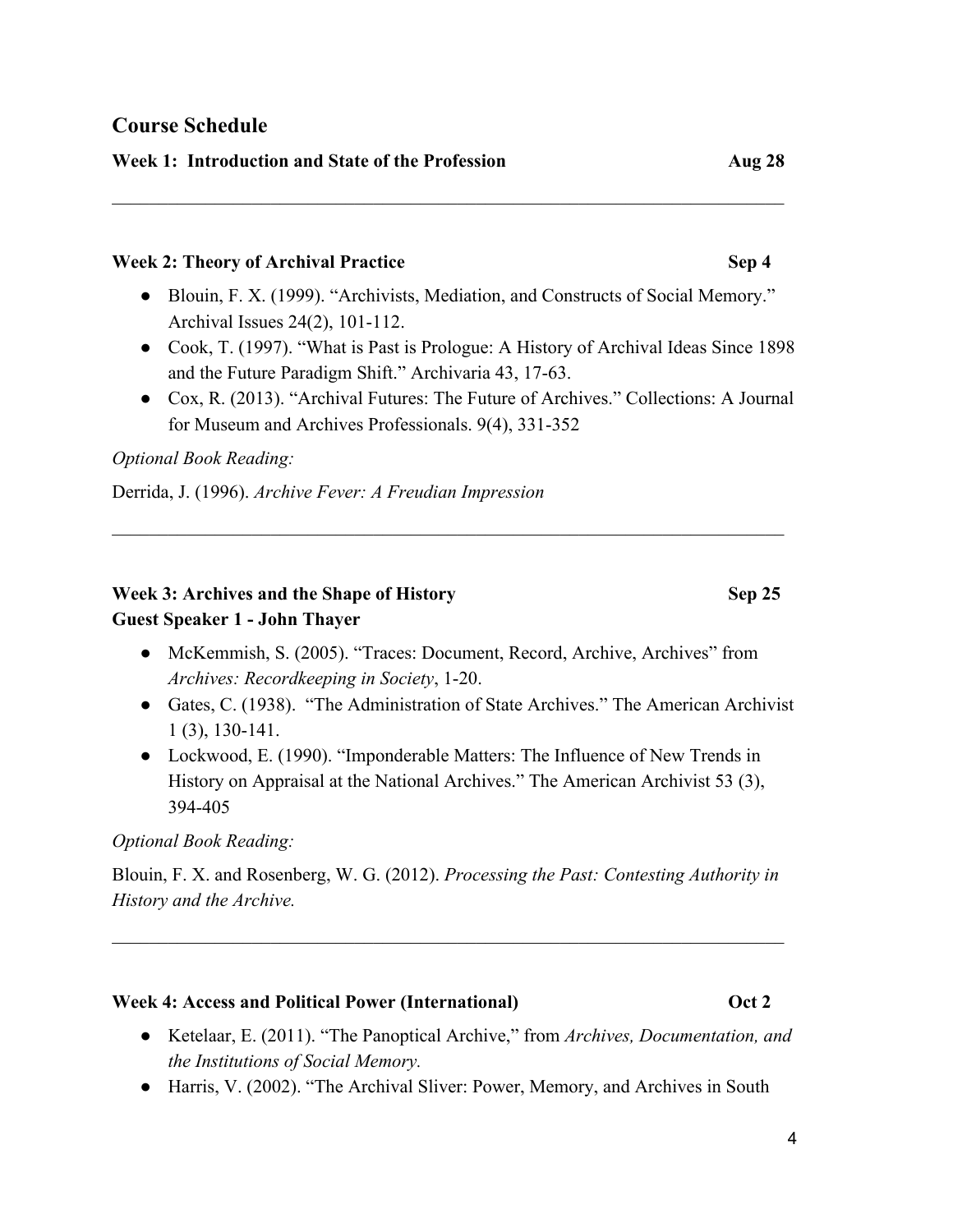## Course Schedule

**Week 1: Introduction and State of the Profession** **Aug 28**

---

**Week 2: Theory of Archival Practice** **Sep 4**

- Blouin, F. X. (1999). "Archivists, Mediation, and Constructs of Social Memory." Archival Issues 24(2), 101-112.
- Cook, T. (1997). "What is Past is Prologue: A History of Archival Ideas Since 1898 and the Future Paradigm Shift." Archivaria 43, 17-63.
- Cox, R. (2013). "Archival Futures: The Future of Archives." Collections: A Journal for Museum and Archives Professionals. 9(4), 331-352

*Optional Book Reading:*

Derrida, J. (1996). *Archive Fever: A Freudian Impression*

---

**Week 3: Archives and the Shape of History** **Sep 25**
**Guest Speaker 1 - John Thayer**

- McKemmish, S. (2005). "Traces: Document, Record, Archive, Archives" from *Archives: Recordkeeping in Society*, 1-20.
- Gates, C. (1938). "The Administration of State Archives." The American Archivist 1 (3), 130-141.
- Lockwood, E. (1990). "Imponderable Matters: The Influence of New Trends in History on Appraisal at the National Archives." The American Archivist 53 (3), 394-405

*Optional Book Reading:*

Blouin, F. X. and Rosenberg, W. G. (2012). *Processing the Past: Contesting Authority in History and the Archive.*

---

**Week 4: Access and Political Power (International)** **Oct 2**

- Ketelaar, E. (2011). "The Panoptical Archive," from *Archives, Documentation, and the Institutions of Social Memory.*
- Harris, V. (2002). "The Archival Sliver: Power, Memory, and Archives in South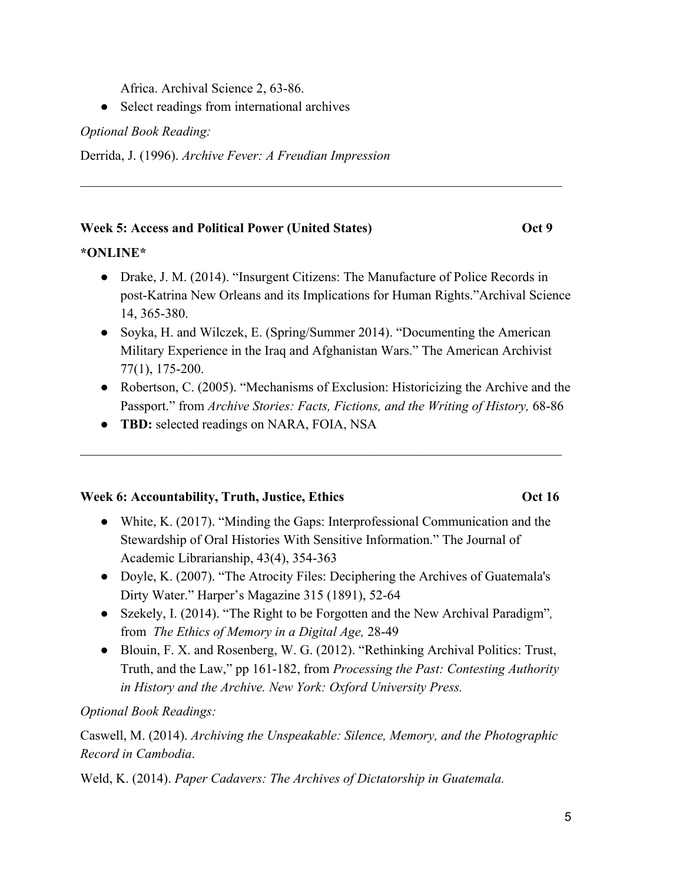Africa. Archival Science 2, 63-86.

- Select readings from international archives

*Optional Book Reading:*

Derrida, J. (1996). *Archive Fever: A Freudian Impression*

---

### Week 5: Access and Political Power (United States) Oct 9

**\*ONLINE\***

- Drake, J. M. (2014). "Insurgent Citizens: The Manufacture of Police Records in post-Katrina New Orleans and its Implications for Human Rights."Archival Science 14, 365-380.
- Soyka, H. and Wilczek, E. (Spring/Summer 2014). "Documenting the American Military Experience in the Iraq and Afghanistan Wars." The American Archivist 77(1), 175-200.
- Robertson, C. (2005). "Mechanisms of Exclusion: Historicizing the Archive and the Passport." from *Archive Stories: Facts, Fictions, and the Writing of History,* 68-86
- **TBD:** selected readings on NARA, FOIA, NSA

---

### Week 6: Accountability, Truth, Justice, Ethics Oct 16

- White, K. (2017). "Minding the Gaps: Interprofessional Communication and the Stewardship of Oral Histories With Sensitive Information." The Journal of Academic Librarianship, 43(4), 354-363
- Doyle, K. (2007). "The Atrocity Files: Deciphering the Archives of Guatemala's Dirty Water." Harper's Magazine 315 (1891), 52-64
- Szekely, I. (2014). "The Right to be Forgotten and the New Archival Paradigm"*,* from *The Ethics of Memory in a Digital Age,* 28-49
- Blouin, F. X. and Rosenberg, W. G. (2012). "Rethinking Archival Politics: Trust, Truth, and the Law," pp 161-182, from *Processing the Past: Contesting Authority in History and the Archive. New York: Oxford University Press.*

*Optional Book Readings:*

Caswell, M. (2014). *Archiving the Unspeakable: Silence, Memory, and the Photographic Record in Cambodia*.

Weld, K. (2014). *Paper Cadavers: The Archives of Dictatorship in Guatemala.*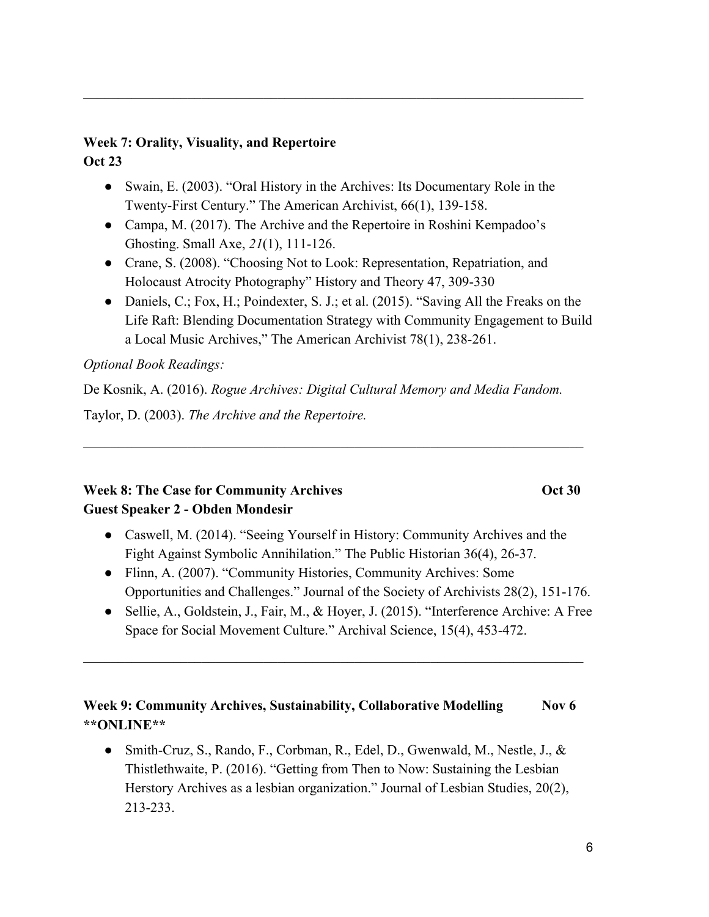---

### Week 7: Orality, Visuality, and Repertoire
**Oct 23**

- Swain, E. (2003). "Oral History in the Archives: Its Documentary Role in the Twenty-First Century." The American Archivist, 66(1), 139-158.
- Campa, M. (2017). The Archive and the Repertoire in Roshini Kempadoo's Ghosting. Small Axe, *21*(1), 111-126.
- Crane, S. (2008). "Choosing Not to Look: Representation, Repatriation, and Holocaust Atrocity Photography" History and Theory 47, 309-330
- Daniels, C.; Fox, H.; Poindexter, S. J.; et al. (2015). "Saving All the Freaks on the Life Raft: Blending Documentation Strategy with Community Engagement to Build a Local Music Archives," The American Archivist 78(1), 238-261.

*Optional Book Readings:*

De Kosnik, A. (2016). *Rogue Archives: Digital Cultural Memory and Media Fandom.*

Taylor, D. (2003). *The Archive and the Repertoire.*

---

### Week 8: The Case for Community Archives — Oct 30
**Guest Speaker 2 - Obden Mondesir**

- Caswell, M. (2014). "Seeing Yourself in History: Community Archives and the Fight Against Symbolic Annihilation." The Public Historian 36(4), 26-37.
- Flinn, A. (2007). "Community Histories, Community Archives: Some Opportunities and Challenges." Journal of the Society of Archivists 28(2), 151-176.
- Sellie, A., Goldstein, J., Fair, M., & Hoyer, J. (2015). "Interference Archive: A Free Space for Social Movement Culture." Archival Science, 15(4), 453-472.

---

### Week 9: Community Archives, Sustainability, Collaborative Modelling — Nov 6
**\*\*ONLINE\*\***

- Smith-Cruz, S., Rando, F., Corbman, R., Edel, D., Gwenwald, M., Nestle, J., & Thistlethwaite, P. (2016). "Getting from Then to Now: Sustaining the Lesbian Herstory Archives as a lesbian organization." Journal of Lesbian Studies, 20(2), 213-233.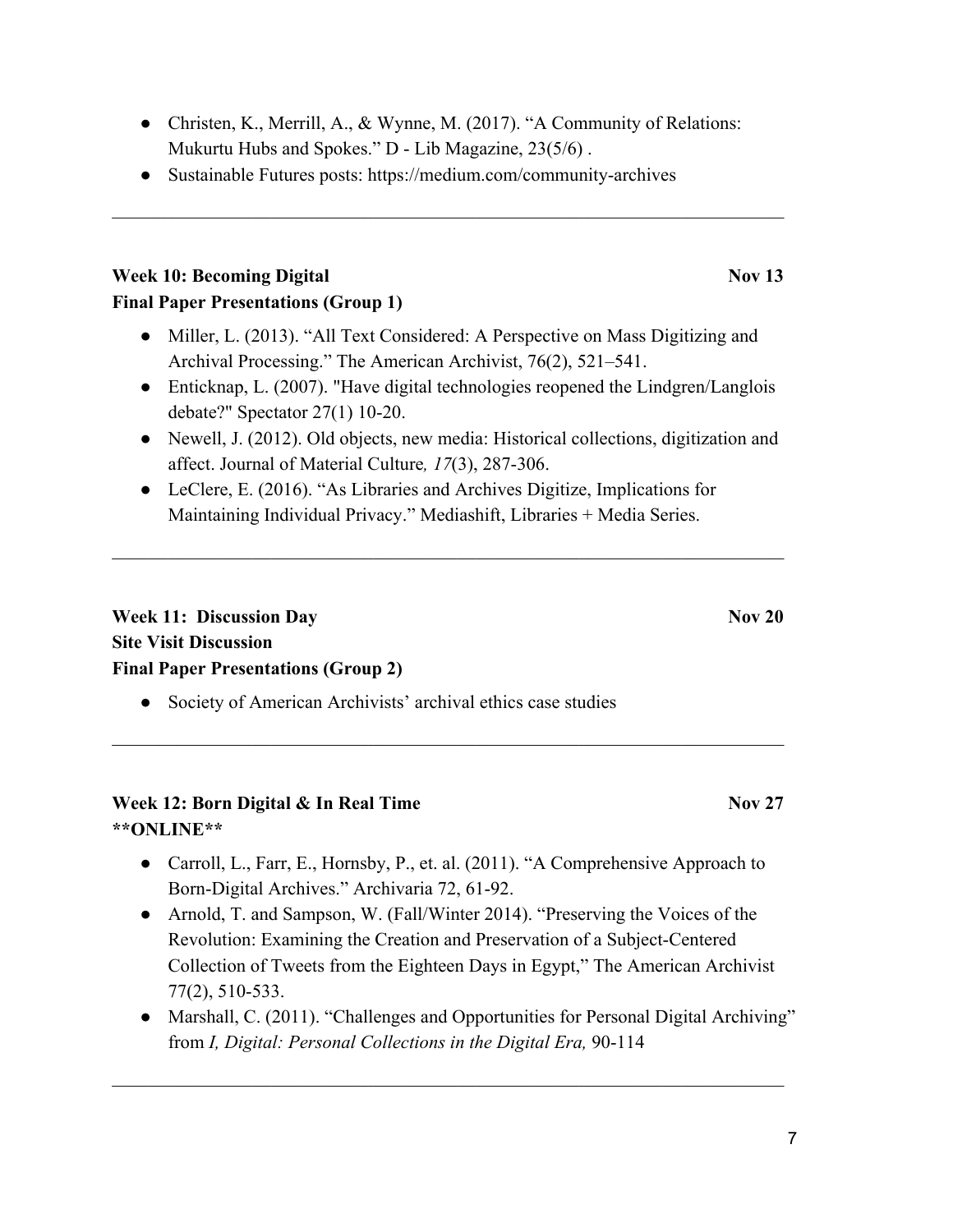- Christen, K., Merrill, A., & Wynne, M. (2017). "A Community of Relations: Mukurtu Hubs and Spokes." D - Lib Magazine, 23(5/6) .
- Sustainable Futures posts: https://medium.com/community-archives

---

**Week 10: Becoming Digital** **Nov 13**
**Final Paper Presentations (Group 1)**

- Miller, L. (2013). "All Text Considered: A Perspective on Mass Digitizing and Archival Processing." The American Archivist, 76(2), 521–541.
- Enticknap, L. (2007). "Have digital technologies reopened the Lindgren/Langlois debate?" Spectator 27(1) 10-20.
- Newell, J. (2012). Old objects, new media: Historical collections, digitization and affect. Journal of Material Culture*, 17*(3), 287-306.
- LeClere, E. (2016). "As Libraries and Archives Digitize, Implications for Maintaining Individual Privacy." Mediashift, Libraries + Media Series.

---

**Week 11: Discussion Day** **Nov 20**
**Site Visit Discussion**
**Final Paper Presentations (Group 2)**

- Society of American Archivists' archival ethics case studies

---

**Week 12: Born Digital & In Real Time** **Nov 27**
****ONLINE****

- Carroll, L., Farr, E., Hornsby, P., et. al. (2011). "A Comprehensive Approach to Born-Digital Archives." Archivaria 72, 61-92.
- Arnold, T. and Sampson, W. (Fall/Winter 2014). "Preserving the Voices of the Revolution: Examining the Creation and Preservation of a Subject-Centered Collection of Tweets from the Eighteen Days in Egypt," The American Archivist 77(2), 510-533.
- Marshall, C. (2011). "Challenges and Opportunities for Personal Digital Archiving" from *I, Digital: Personal Collections in the Digital Era,* 90-114

---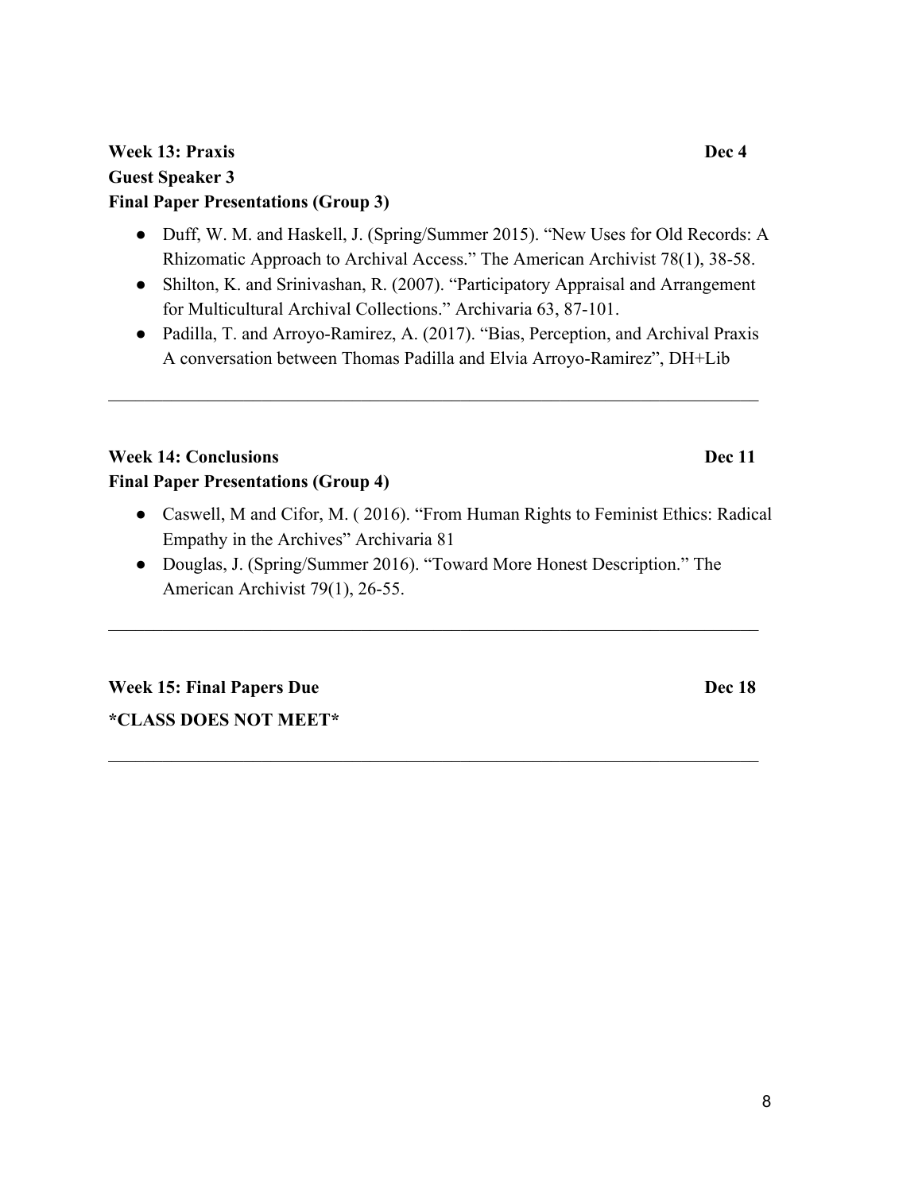**Week 13: Praxis** **Dec 4**
**Guest Speaker 3**
**Final Paper Presentations (Group 3)**

- Duff, W. M. and Haskell, J. (Spring/Summer 2015). "New Uses for Old Records: A Rhizomatic Approach to Archival Access." The American Archivist 78(1), 38-58.
- Shilton, K. and Srinivashan, R. (2007). "Participatory Appraisal and Arrangement for Multicultural Archival Collections." Archivaria 63, 87-101.
- Padilla, T. and Arroyo-Ramirez, A. (2017). "Bias, Perception, and Archival Praxis A conversation between Thomas Padilla and Elvia Arroyo-Ramirez", DH+Lib

---

**Week 14: Conclusions** **Dec 11**
**Final Paper Presentations (Group 4)**

- Caswell, M and Cifor, M. ( 2016). "From Human Rights to Feminist Ethics: Radical Empathy in the Archives" Archivaria 81
- Douglas, J. (Spring/Summer 2016). "Toward More Honest Description." The American Archivist 79(1), 26-55.

---

**Week 15: Final Papers Due** **Dec 18**
***CLASS DOES NOT MEET***

---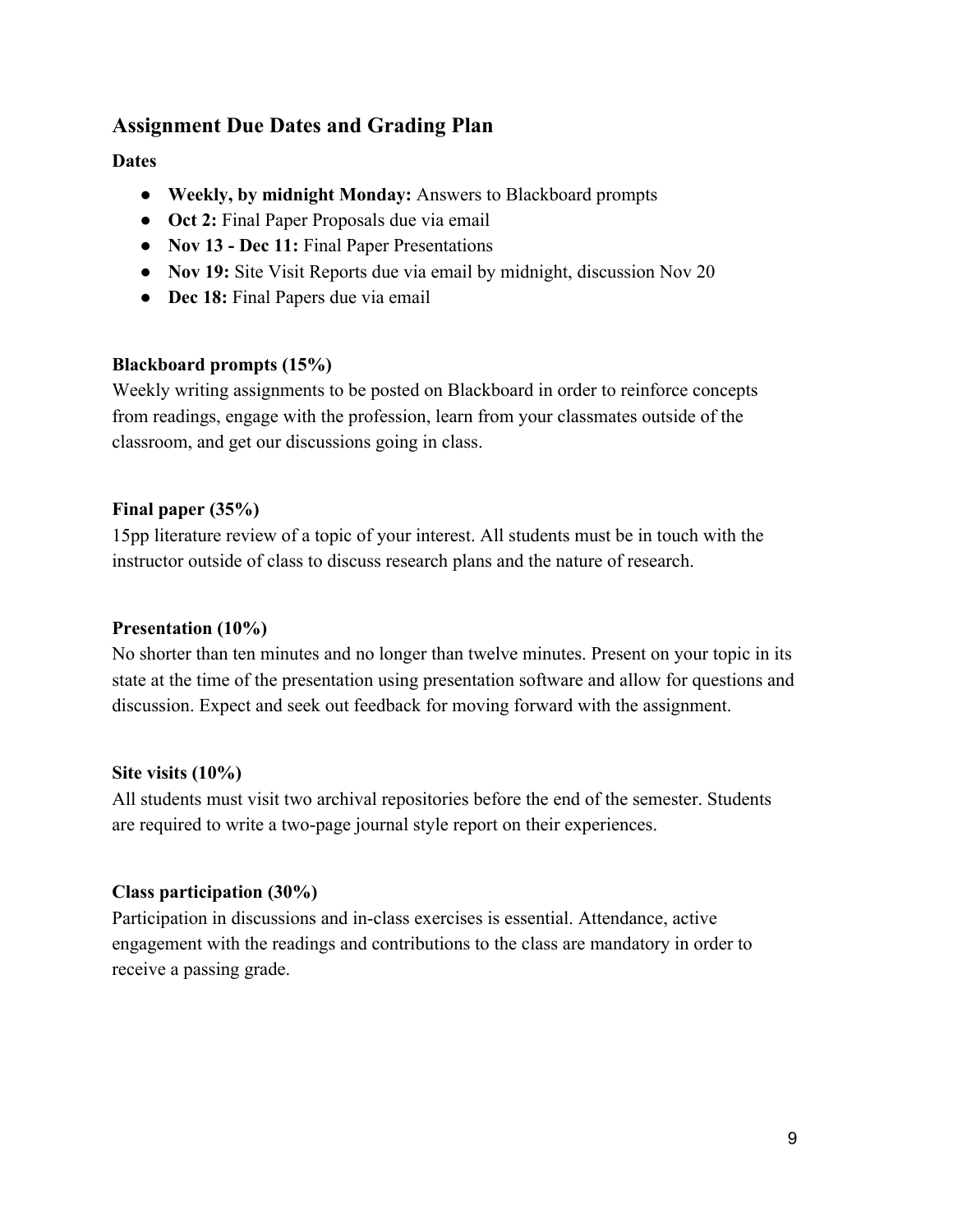## Assignment Due Dates and Grading Plan

**Dates**

- **Weekly, by midnight Monday:** Answers to Blackboard prompts
- **Oct 2:** Final Paper Proposals due via email
- **Nov 13 - Dec 11:** Final Paper Presentations
- **Nov 19:** Site Visit Reports due via email by midnight, discussion Nov 20
- **Dec 18:** Final Papers due via email

**Blackboard prompts (15%)**
Weekly writing assignments to be posted on Blackboard in order to reinforce concepts from readings, engage with the profession, learn from your classmates outside of the classroom, and get our discussions going in class.

**Final paper (35%)**
15pp literature review of a topic of your interest. All students must be in touch with the instructor outside of class to discuss research plans and the nature of research.

**Presentation (10%)**
No shorter than ten minutes and no longer than twelve minutes. Present on your topic in its state at the time of the presentation using presentation software and allow for questions and discussion. Expect and seek out feedback for moving forward with the assignment.

**Site visits (10%)**
All students must visit two archival repositories before the end of the semester. Students are required to write a two-page journal style report on their experiences.

**Class participation (30%)**
Participation in discussions and in-class exercises is essential. Attendance, active engagement with the readings and contributions to the class are mandatory in order to receive a passing grade.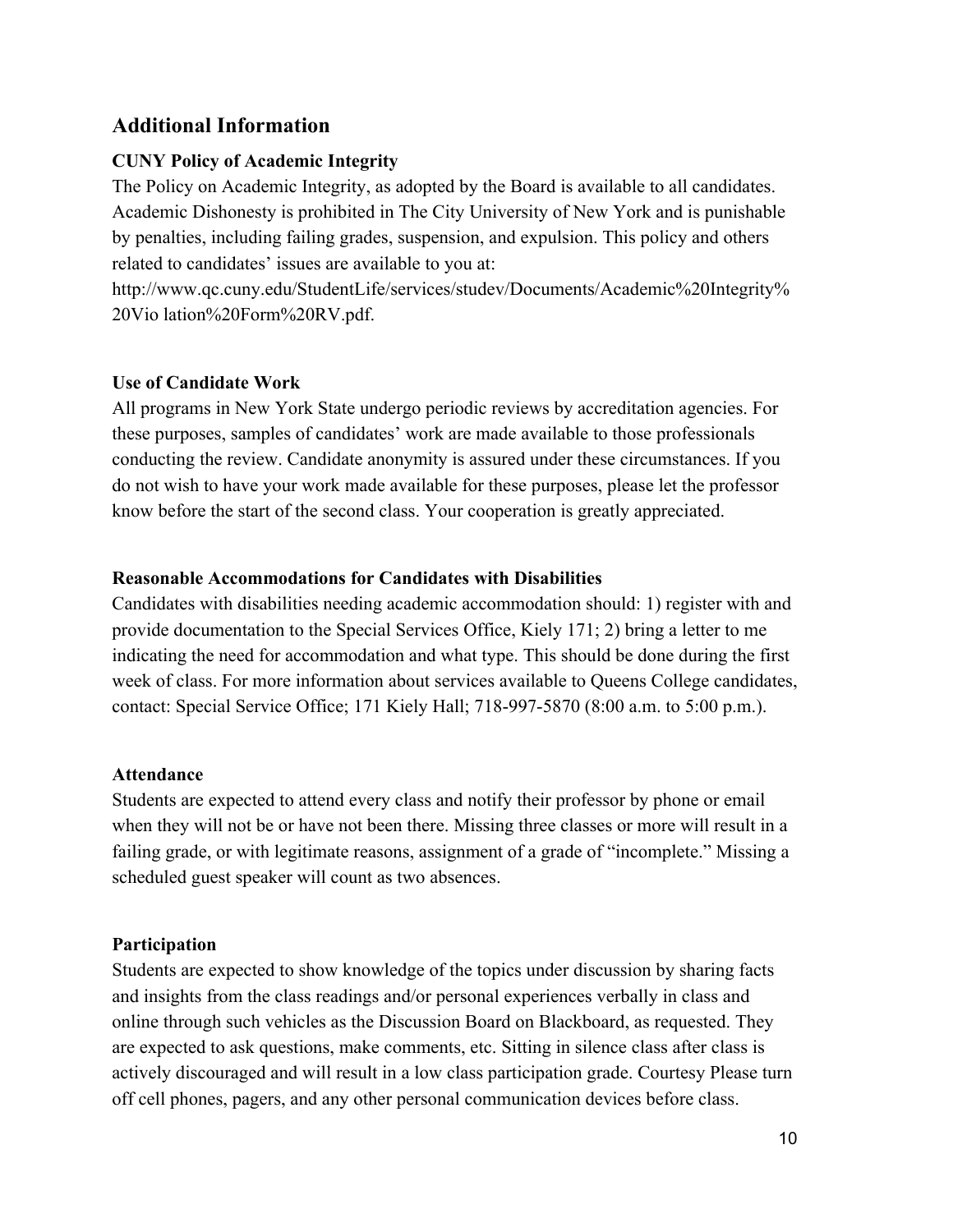## Additional Information

### CUNY Policy of Academic Integrity

The Policy on Academic Integrity, as adopted by the Board is available to all candidates. Academic Dishonesty is prohibited in The City University of New York and is punishable by penalties, including failing grades, suspension, and expulsion. This policy and others related to candidates' issues are available to you at: http://www.qc.cuny.edu/StudentLife/services/studev/Documents/Academic%20Integrity%20Vio lation%20Form%20RV.pdf.

### Use of Candidate Work

All programs in New York State undergo periodic reviews by accreditation agencies. For these purposes, samples of candidates' work are made available to those professionals conducting the review. Candidate anonymity is assured under these circumstances. If you do not wish to have your work made available for these purposes, please let the professor know before the start of the second class. Your cooperation is greatly appreciated.

### Reasonable Accommodations for Candidates with Disabilities

Candidates with disabilities needing academic accommodation should: 1) register with and provide documentation to the Special Services Office, Kiely 171; 2) bring a letter to me indicating the need for accommodation and what type. This should be done during the first week of class. For more information about services available to Queens College candidates, contact: Special Service Office; 171 Kiely Hall; 718-997-5870 (8:00 a.m. to 5:00 p.m.).

### Attendance

Students are expected to attend every class and notify their professor by phone or email when they will not be or have not been there. Missing three classes or more will result in a failing grade, or with legitimate reasons, assignment of a grade of "incomplete." Missing a scheduled guest speaker will count as two absences.

### Participation

Students are expected to show knowledge of the topics under discussion by sharing facts and insights from the class readings and/or personal experiences verbally in class and online through such vehicles as the Discussion Board on Blackboard, as requested. They are expected to ask questions, make comments, etc. Sitting in silence class after class is actively discouraged and will result in a low class participation grade. Courtesy Please turn off cell phones, pagers, and any other personal communication devices before class.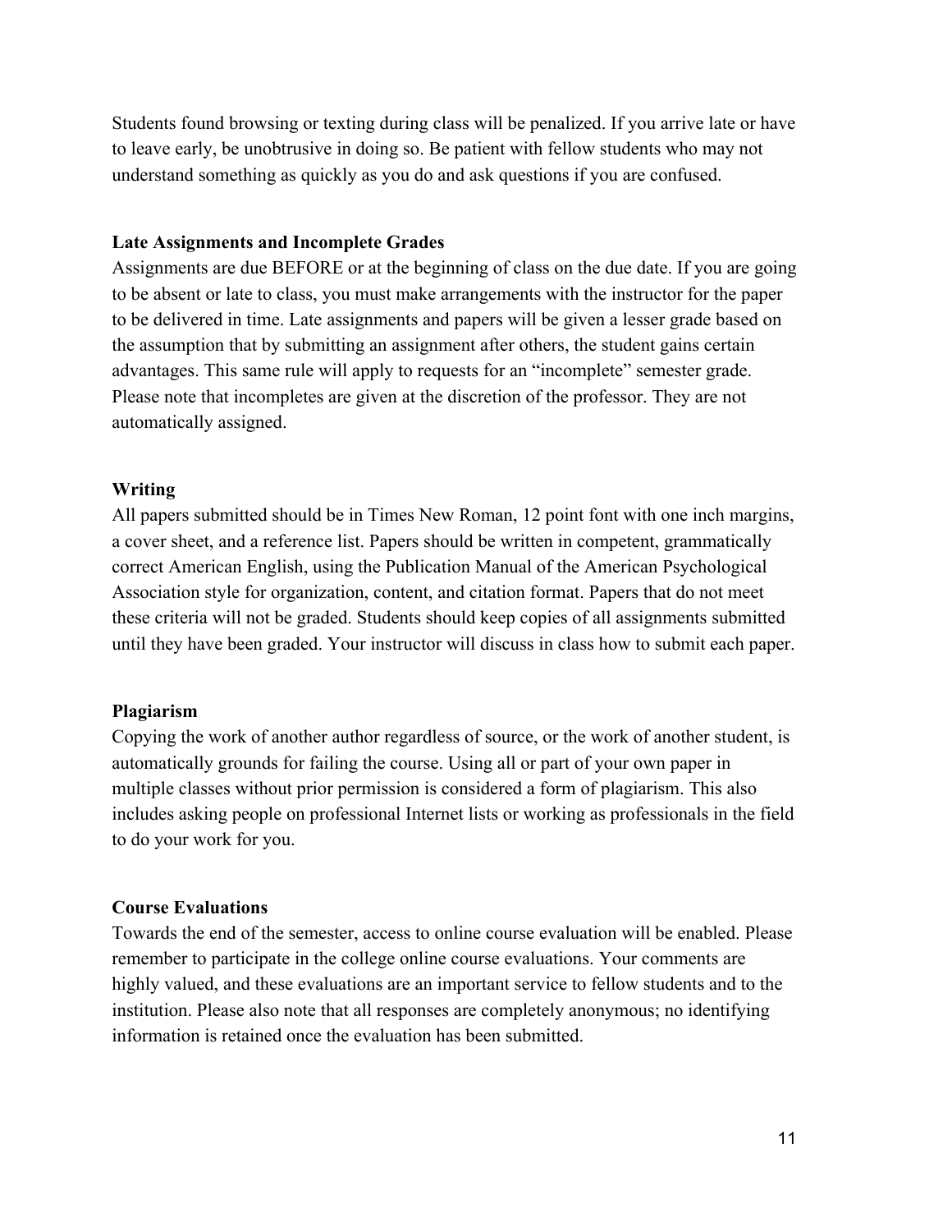Students found browsing or texting during class will be penalized. If you arrive late or have to leave early, be unobtrusive in doing so. Be patient with fellow students who may not understand something as quickly as you do and ask questions if you are confused.

**Late Assignments and Incomplete Grades**

Assignments are due BEFORE or at the beginning of class on the due date. If you are going to be absent or late to class, you must make arrangements with the instructor for the paper to be delivered in time. Late assignments and papers will be given a lesser grade based on the assumption that by submitting an assignment after others, the student gains certain advantages. This same rule will apply to requests for an "incomplete" semester grade. Please note that incompletes are given at the discretion of the professor. They are not automatically assigned.

**Writing**

All papers submitted should be in Times New Roman, 12 point font with one inch margins, a cover sheet, and a reference list. Papers should be written in competent, grammatically correct American English, using the Publication Manual of the American Psychological Association style for organization, content, and citation format. Papers that do not meet these criteria will not be graded. Students should keep copies of all assignments submitted until they have been graded. Your instructor will discuss in class how to submit each paper.

**Plagiarism**

Copying the work of another author regardless of source, or the work of another student, is automatically grounds for failing the course. Using all or part of your own paper in multiple classes without prior permission is considered a form of plagiarism. This also includes asking people on professional Internet lists or working as professionals in the field to do your work for you.

**Course Evaluations**

Towards the end of the semester, access to online course evaluation will be enabled. Please remember to participate in the college online course evaluations. Your comments are highly valued, and these evaluations are an important service to fellow students and to the institution. Please also note that all responses are completely anonymous; no identifying information is retained once the evaluation has been submitted.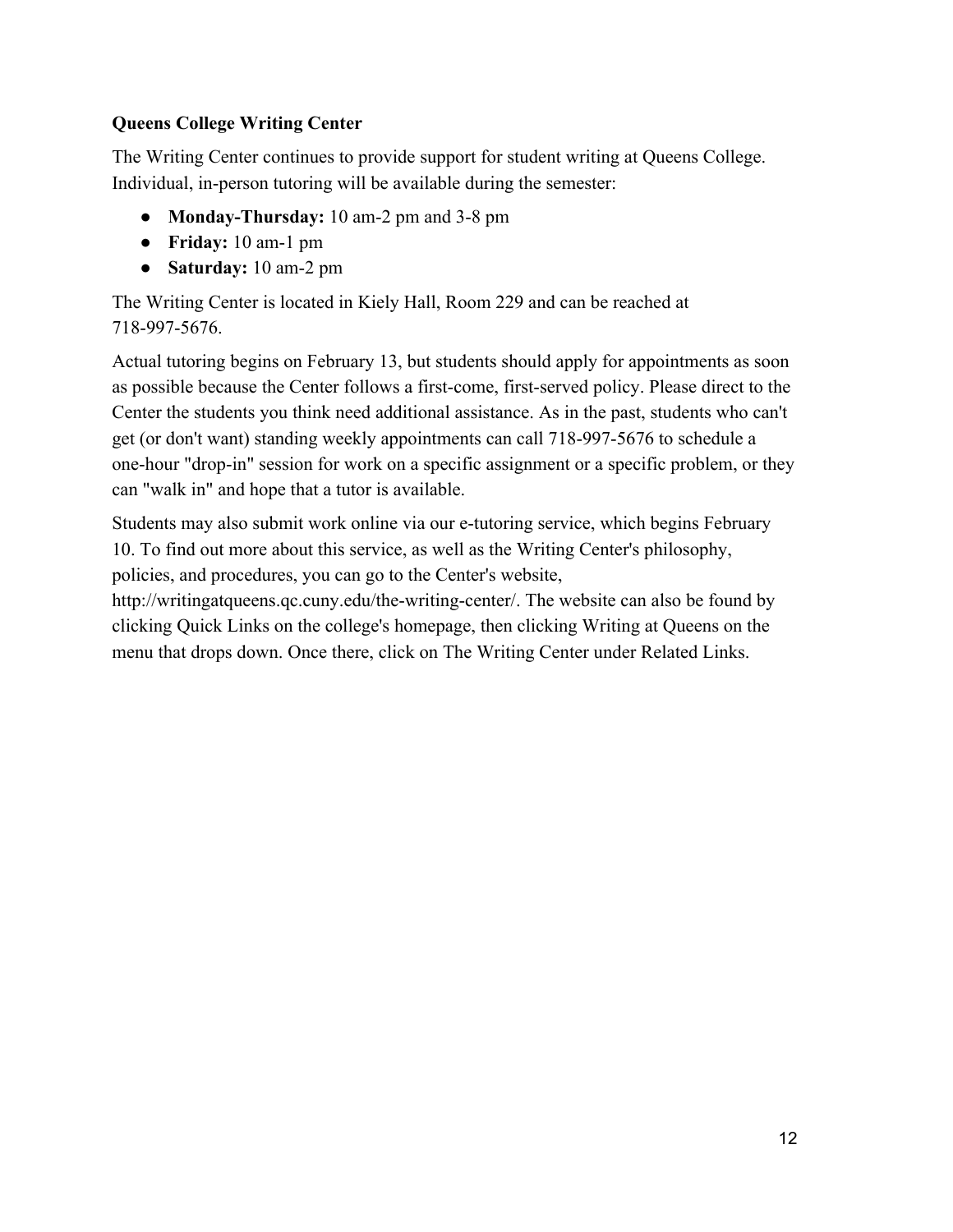**Queens College Writing Center**

The Writing Center continues to provide support for student writing at Queens College. Individual, in-person tutoring will be available during the semester:

- **Monday-Thursday:** 10 am-2 pm and 3-8 pm
- **Friday:** 10 am-1 pm
- **Saturday:** 10 am-2 pm

The Writing Center is located in Kiely Hall, Room 229 and can be reached at 718-997-5676.

Actual tutoring begins on February 13, but students should apply for appointments as soon as possible because the Center follows a first-come, first-served policy. Please direct to the Center the students you think need additional assistance. As in the past, students who can't get (or don't want) standing weekly appointments can call 718-997-5676 to schedule a one-hour "drop-in" session for work on a specific assignment or a specific problem, or they can "walk in" and hope that a tutor is available.

Students may also submit work online via our e-tutoring service, which begins February 10. To find out more about this service, as well as the Writing Center's philosophy, policies, and procedures, you can go to the Center's website, http://writingatqueens.qc.cuny.edu/the-writing-center/. The website can also be found by clicking Quick Links on the college's homepage, then clicking Writing at Queens on the menu that drops down. Once there, click on The Writing Center under Related Links.